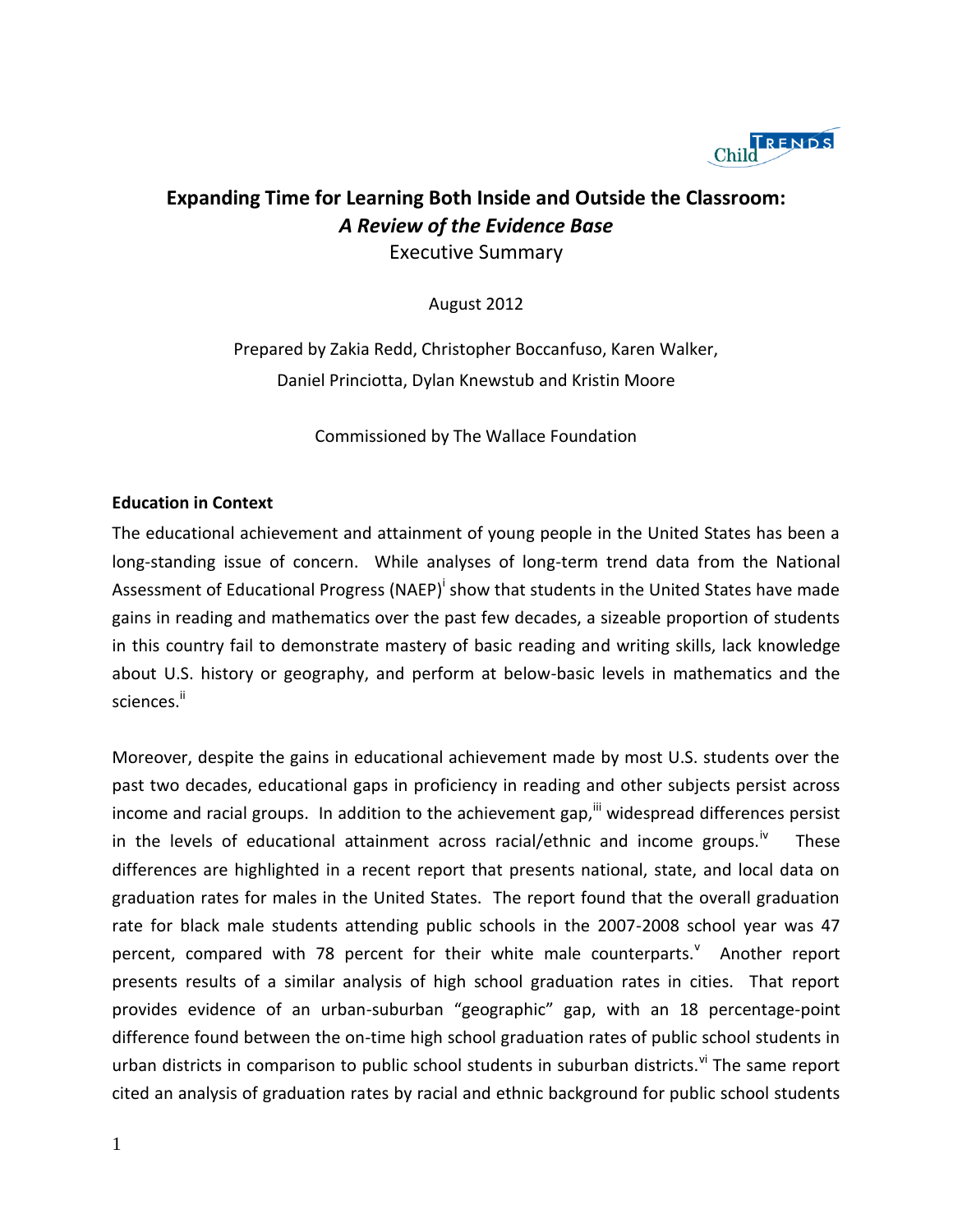# Expanding Time for Learning Both Inside and Outside the Classroom: *A Review of the Evidence Base*

Executive Summary

August 2012

Prepared by Zakia Redd, Christopher Boccanfuso, Karen Walker, Daniel Princiotta, Dylan Knewstub and Kristin Moore

Commissioned by The Wallace Foundation

**Education in Context**

The educational achievement and attainment of young people in the United States has been a long-standing issue of concern. While analyses of long-term trend data from the National Assessment of Educational Progress (NAEP)[i] show that students in the United States have made gains in reading and mathematics over the past few decades, a sizeable proportion of students in this country fail to demonstrate mastery of basic reading and writing skills, lack knowledge about U.S. history or geography, and perform at below-basic levels in mathematics and the sciences.[ii]

Moreover, despite the gains in educational achievement made by most U.S. students over the past two decades, educational gaps in proficiency in reading and other subjects persist across income and racial groups. In addition to the achievement gap,[iii] widespread differences persist in the levels of educational attainment across racial/ethnic and income groups.[iv] These differences are highlighted in a recent report that presents national, state, and local data on graduation rates for males in the United States. The report found that the overall graduation rate for black male students attending public schools in the 2007-2008 school year was 47 percent, compared with 78 percent for their white male counterparts.[v] Another report presents results of a similar analysis of high school graduation rates in cities. That report provides evidence of an urban-suburban "geographic" gap, with an 18 percentage-point difference found between the on-time high school graduation rates of public school students in urban districts in comparison to public school students in suburban districts.[vi] The same report cited an analysis of graduation rates by racial and ethnic background for public school students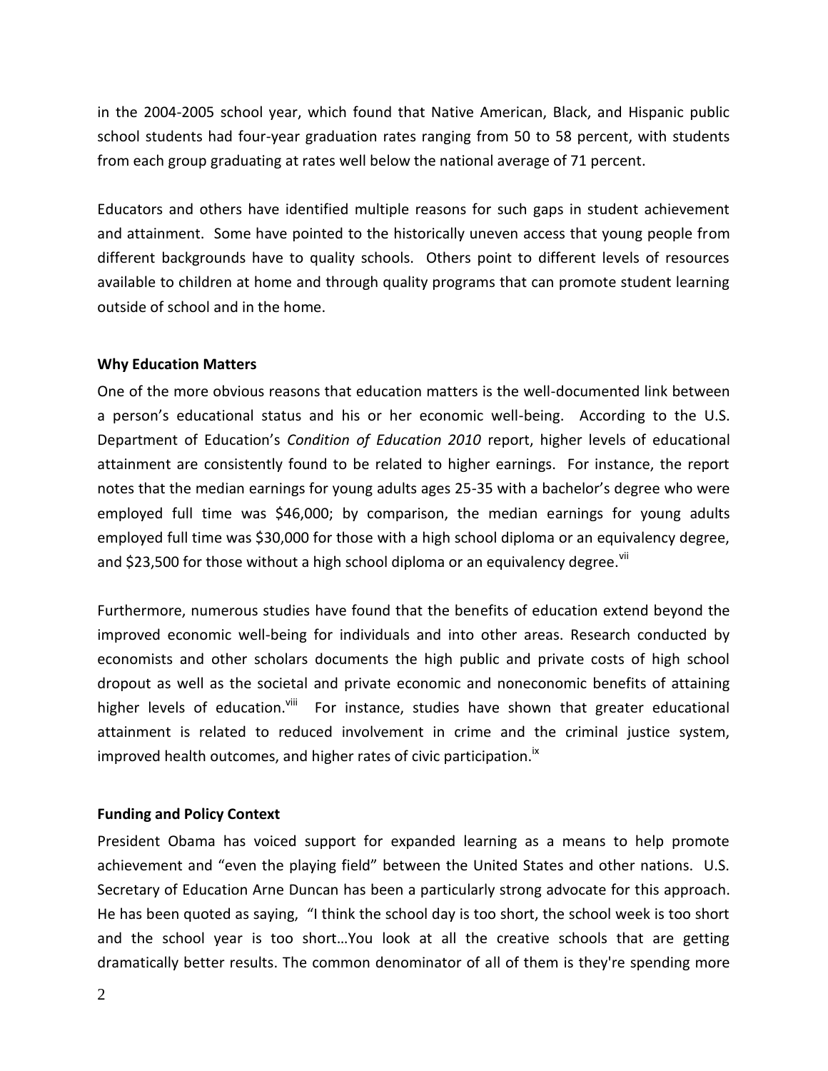in the 2004-2005 school year, which found that Native American, Black, and Hispanic public school students had four-year graduation rates ranging from 50 to 58 percent, with students from each group graduating at rates well below the national average of 71 percent.

Educators and others have identified multiple reasons for such gaps in student achievement and attainment. Some have pointed to the historically uneven access that young people from different backgrounds have to quality schools. Others point to different levels of resources available to children at home and through quality programs that can promote student learning outside of school and in the home.

**Why Education Matters**

One of the more obvious reasons that education matters is the well-documented link between a person's educational status and his or her economic well-being. According to the U.S. Department of Education's *Condition of Education 2010* report, higher levels of educational attainment are consistently found to be related to higher earnings. For instance, the report notes that the median earnings for young adults ages 25-35 with a bachelor's degree who were employed full time was $46,000; by comparison, the median earnings for young adults employed full time was $30,000 for those with a high school diploma or an equivalency degree, and $23,500 for those without a high school diploma or an equivalency degree.[vii]

Furthermore, numerous studies have found that the benefits of education extend beyond the improved economic well-being for individuals and into other areas. Research conducted by economists and other scholars documents the high public and private costs of high school dropout as well as the societal and private economic and noneconomic benefits of attaining higher levels of education.[viii] For instance, studies have shown that greater educational attainment is related to reduced involvement in crime and the criminal justice system, improved health outcomes, and higher rates of civic participation.[ix]

**Funding and Policy Context**

President Obama has voiced support for expanded learning as a means to help promote achievement and "even the playing field" between the United States and other nations. U.S. Secretary of Education Arne Duncan has been a particularly strong advocate for this approach. He has been quoted as saying, "I think the school day is too short, the school week is too short and the school year is too short…You look at all the creative schools that are getting dramatically better results. The common denominator of all of them is they're spending more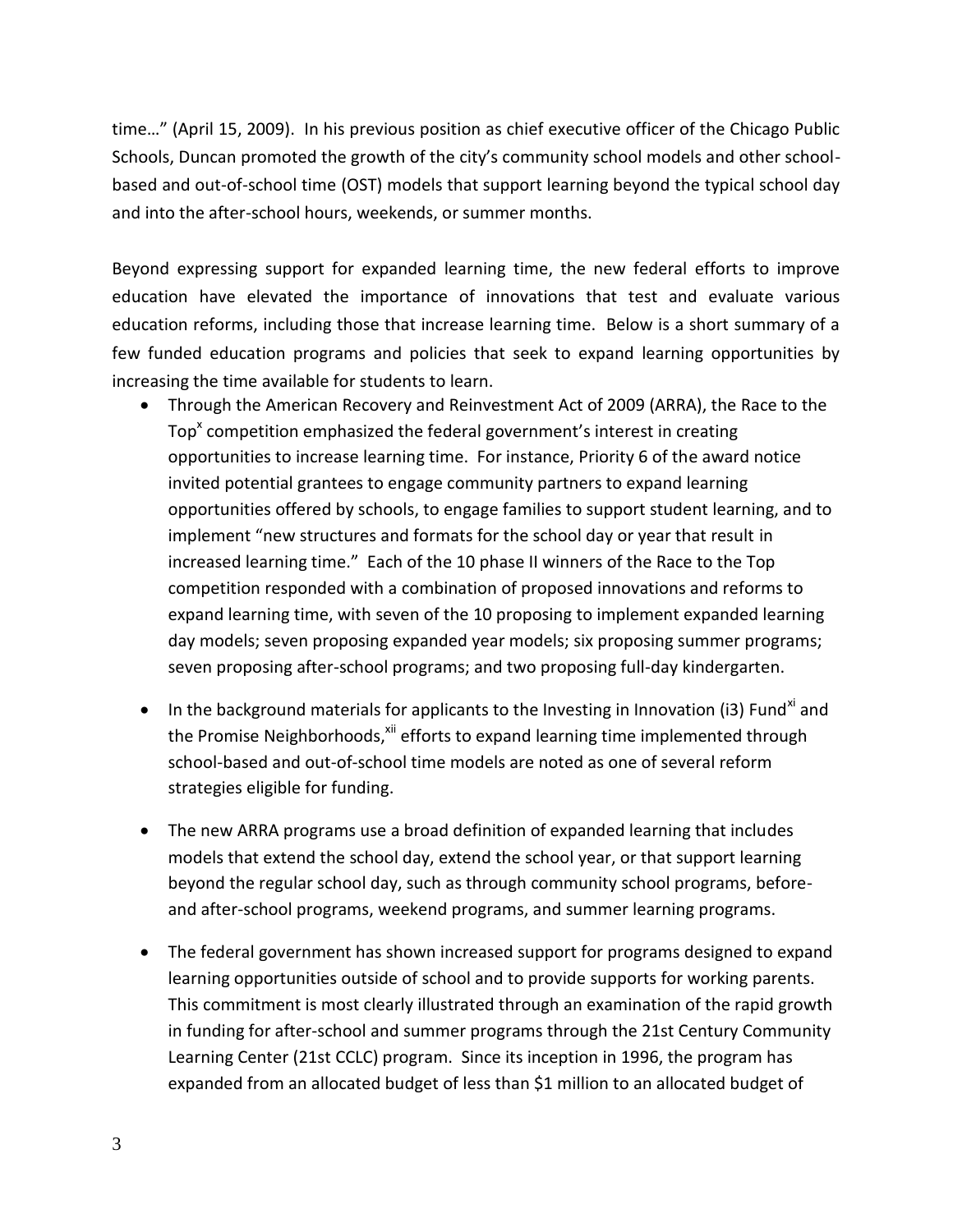time…" (April 15, 2009). In his previous position as chief executive officer of the Chicago Public Schools, Duncan promoted the growth of the city's community school models and other school-based and out-of-school time (OST) models that support learning beyond the typical school day and into the after-school hours, weekends, or summer months.

Beyond expressing support for expanded learning time, the new federal efforts to improve education have elevated the importance of innovations that test and evaluate various education reforms, including those that increase learning time. Below is a short summary of a few funded education programs and policies that seek to expand learning opportunities by increasing the time available for students to learn.

- Through the American Recovery and Reinvestment Act of 2009 (ARRA), the Race to the Top[x] competition emphasized the federal government's interest in creating opportunities to increase learning time. For instance, Priority 6 of the award notice invited potential grantees to engage community partners to expand learning opportunities offered by schools, to engage families to support student learning, and to implement "new structures and formats for the school day or year that result in increased learning time." Each of the 10 phase II winners of the Race to the Top competition responded with a combination of proposed innovations and reforms to expand learning time, with seven of the 10 proposing to implement expanded learning day models; seven proposing expanded year models; six proposing summer programs; seven proposing after-school programs; and two proposing full-day kindergarten.

- In the background materials for applicants to the Investing in Innovation (i3) Fund[xi] and the Promise Neighborhoods,[xii] efforts to expand learning time implemented through school-based and out-of-school time models are noted as one of several reform strategies eligible for funding.

- The new ARRA programs use a broad definition of expanded learning that includes models that extend the school day, extend the school year, or that support learning beyond the regular school day, such as through community school programs, before- and after-school programs, weekend programs, and summer learning programs.

- The federal government has shown increased support for programs designed to expand learning opportunities outside of school and to provide supports for working parents. This commitment is most clearly illustrated through an examination of the rapid growth in funding for after-school and summer programs through the 21st Century Community Learning Center (21st CCLC) program. Since its inception in 1996, the program has expanded from an allocated budget of less than $1 million to an allocated budget of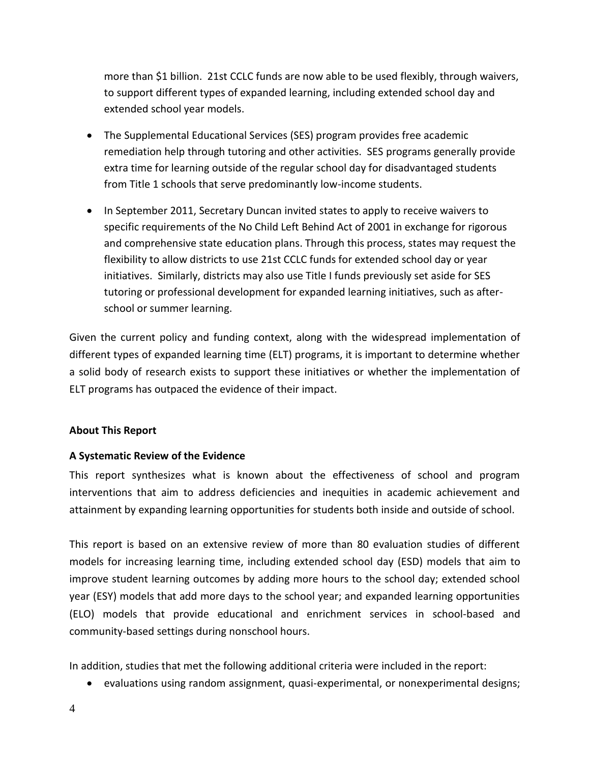more than $1 billion. 21st CCLC funds are now able to be used flexibly, through waivers, to support different types of expanded learning, including extended school day and extended school year models.

- The Supplemental Educational Services (SES) program provides free academic remediation help through tutoring and other activities. SES programs generally provide extra time for learning outside of the regular school day for disadvantaged students from Title 1 schools that serve predominantly low-income students.
- In September 2011, Secretary Duncan invited states to apply to receive waivers to specific requirements of the No Child Left Behind Act of 2001 in exchange for rigorous and comprehensive state education plans. Through this process, states may request the flexibility to allow districts to use 21st CCLC funds for extended school day or year initiatives. Similarly, districts may also use Title I funds previously set aside for SES tutoring or professional development for expanded learning initiatives, such as after-school or summer learning.

Given the current policy and funding context, along with the widespread implementation of different types of expanded learning time (ELT) programs, it is important to determine whether a solid body of research exists to support these initiatives or whether the implementation of ELT programs has outpaced the evidence of their impact.

**About This Report**

**A Systematic Review of the Evidence**

This report synthesizes what is known about the effectiveness of school and program interventions that aim to address deficiencies and inequities in academic achievement and attainment by expanding learning opportunities for students both inside and outside of school.

This report is based on an extensive review of more than 80 evaluation studies of different models for increasing learning time, including extended school day (ESD) models that aim to improve student learning outcomes by adding more hours to the school day; extended school year (ESY) models that add more days to the school year; and expanded learning opportunities (ELO) models that provide educational and enrichment services in school-based and community-based settings during nonschool hours.

In addition, studies that met the following additional criteria were included in the report:

- evaluations using random assignment, quasi-experimental, or nonexperimental designs;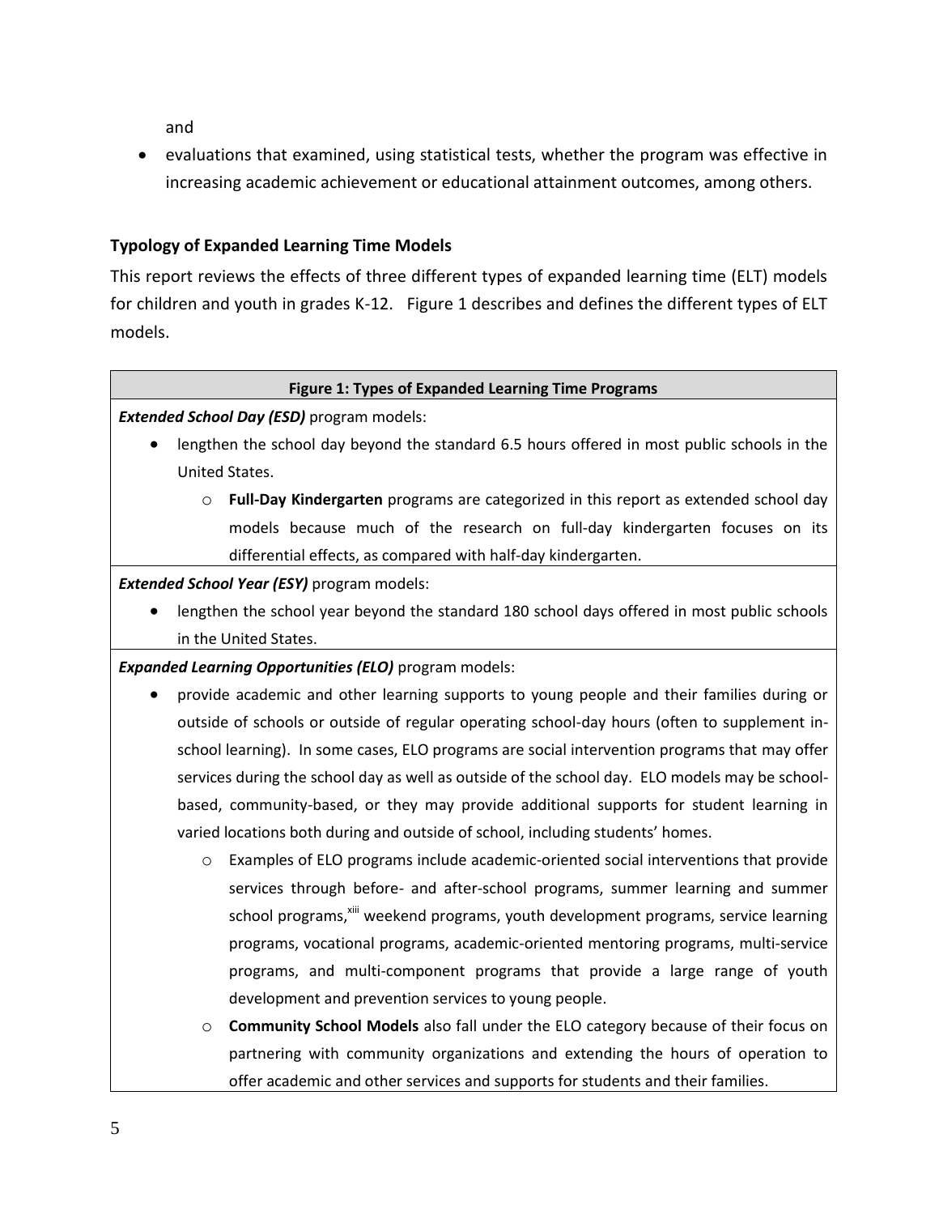and

- evaluations that examined, using statistical tests, whether the program was effective in increasing academic achievement or educational attainment outcomes, among others.

### Typology of Expanded Learning Time Models

This report reviews the effects of three different types of expanded learning time (ELT) models for children and youth in grades K-12. Figure 1 describes and defines the different types of ELT models.

**Figure 1: Types of Expanded Learning Time Programs**

***Extended School Day (ESD)*** program models:

- lengthen the school day beyond the standard 6.5 hours offered in most public schools in the United States.
  - **Full-Day Kindergarten** programs are categorized in this report as extended school day models because much of the research on full-day kindergarten focuses on its differential effects, as compared with half-day kindergarten.

***Extended School Year (ESY)*** program models:

- lengthen the school year beyond the standard 180 school days offered in most public schools in the United States.

***Expanded Learning Opportunities (ELO)*** program models:

- provide academic and other learning supports to young people and their families during or outside of schools or outside of regular operating school-day hours (often to supplement in-school learning). In some cases, ELO programs are social intervention programs that may offer services during the school day as well as outside of the school day. ELO models may be school-based, community-based, or they may provide additional supports for student learning in varied locations both during and outside of school, including students' homes.
  - Examples of ELO programs include academic-oriented social interventions that provide services through before- and after-school programs, summer learning and summer school programs,[xiii] weekend programs, youth development programs, service learning programs, vocational programs, academic-oriented mentoring programs, multi-service programs, and multi-component programs that provide a large range of youth development and prevention services to young people.
  - **Community School Models** also fall under the ELO category because of their focus on partnering with community organizations and extending the hours of operation to offer academic and other services and supports for students and their families.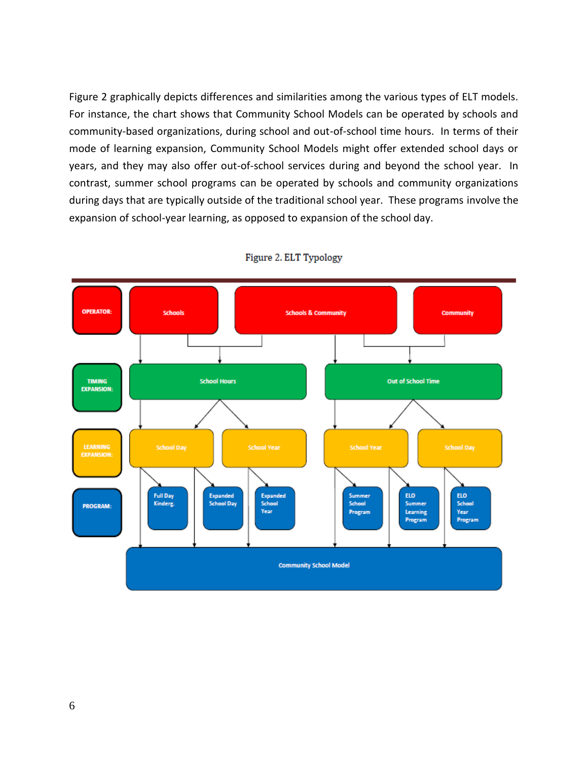Figure 2 graphically depicts differences and similarities among the various types of ELT models. For instance, the chart shows that Community School Models can be operated by schools and community-based organizations, during school and out-of-school time hours. In terms of their mode of learning expansion, Community School Models might offer extended school days or years, and they may also offer out-of-school services during and beyond the school year. In contrast, summer school programs can be operated by schools and community organizations during days that are typically outside of the traditional school year. These programs involve the expansion of school-year learning, as opposed to expansion of the school day.

Figure 2. ELT Typology

OPERATOR: Schools | Schools & Community | Community

TIMING EXPANSION: School Hours | Out of School Time

LEARNING EXPANSION: School Day | School Year | School Year | School Day

PROGRAM: Full Day Kinderg. | Expanded School Day | Expanded School Year | Summer School Program | ELO Summer Learning Program | ELO School Year Program

Community School Model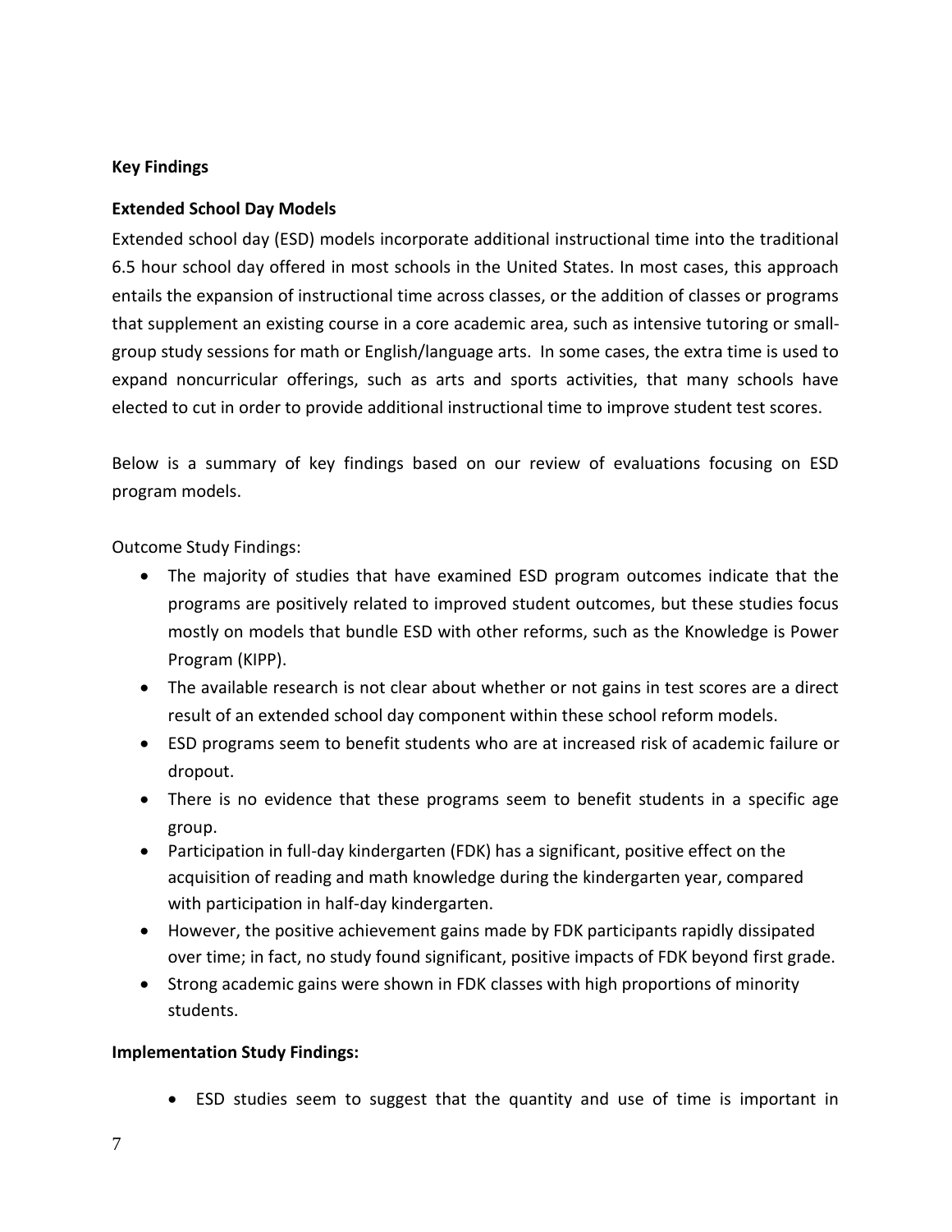**Key Findings**

**Extended School Day Models**

Extended school day (ESD) models incorporate additional instructional time into the traditional 6.5 hour school day offered in most schools in the United States. In most cases, this approach entails the expansion of instructional time across classes, or the addition of classes or programs that supplement an existing course in a core academic area, such as intensive tutoring or small-group study sessions for math or English/language arts. In some cases, the extra time is used to expand noncurricular offerings, such as arts and sports activities, that many schools have elected to cut in order to provide additional instructional time to improve student test scores.

Below is a summary of key findings based on our review of evaluations focusing on ESD program models.

Outcome Study Findings:

- The majority of studies that have examined ESD program outcomes indicate that the programs are positively related to improved student outcomes, but these studies focus mostly on models that bundle ESD with other reforms, such as the Knowledge is Power Program (KIPP).
- The available research is not clear about whether or not gains in test scores are a direct result of an extended school day component within these school reform models.
- ESD programs seem to benefit students who are at increased risk of academic failure or dropout.
- There is no evidence that these programs seem to benefit students in a specific age group.
- Participation in full-day kindergarten (FDK) has a significant, positive effect on the acquisition of reading and math knowledge during the kindergarten year, compared with participation in half-day kindergarten.
- However, the positive achievement gains made by FDK participants rapidly dissipated over time; in fact, no study found significant, positive impacts of FDK beyond first grade.
- Strong academic gains were shown in FDK classes with high proportions of minority students.

**Implementation Study Findings:**

- ESD studies seem to suggest that the quantity and use of time is important in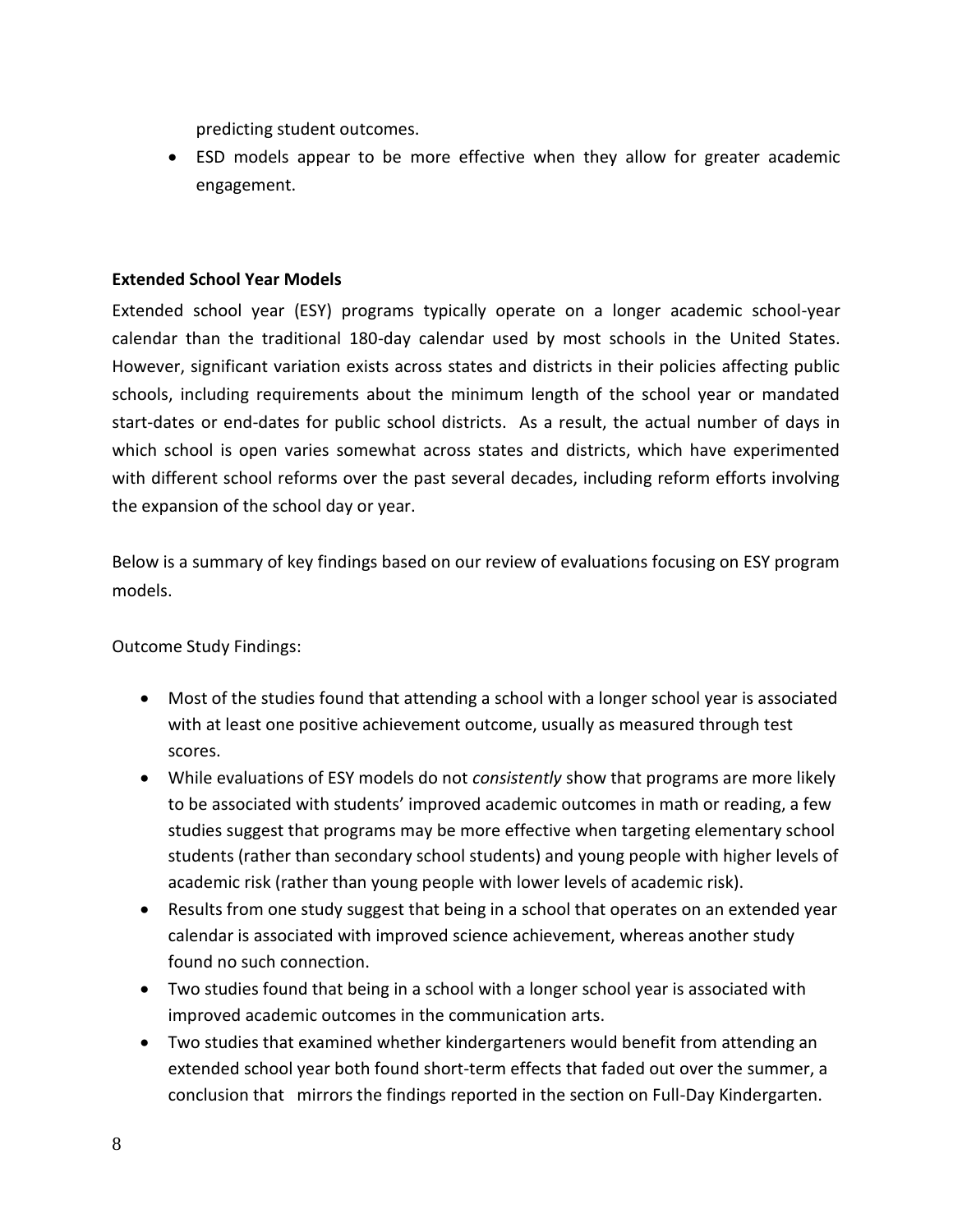predicting student outcomes.

- ESD models appear to be more effective when they allow for greater academic engagement.

**Extended School Year Models**

Extended school year (ESY) programs typically operate on a longer academic school-year calendar than the traditional 180-day calendar used by most schools in the United States. However, significant variation exists across states and districts in their policies affecting public schools, including requirements about the minimum length of the school year or mandated start-dates or end-dates for public school districts. As a result, the actual number of days in which school is open varies somewhat across states and districts, which have experimented with different school reforms over the past several decades, including reform efforts involving the expansion of the school day or year.

Below is a summary of key findings based on our review of evaluations focusing on ESY program models.

Outcome Study Findings:

- Most of the studies found that attending a school with a longer school year is associated with at least one positive achievement outcome, usually as measured through test scores.
- While evaluations of ESY models do not *consistently* show that programs are more likely to be associated with students' improved academic outcomes in math or reading, a few studies suggest that programs may be more effective when targeting elementary school students (rather than secondary school students) and young people with higher levels of academic risk (rather than young people with lower levels of academic risk).
- Results from one study suggest that being in a school that operates on an extended year calendar is associated with improved science achievement, whereas another study found no such connection.
- Two studies found that being in a school with a longer school year is associated with improved academic outcomes in the communication arts.
- Two studies that examined whether kindergarteners would benefit from attending an extended school year both found short-term effects that faded out over the summer, a conclusion that mirrors the findings reported in the section on Full-Day Kindergarten.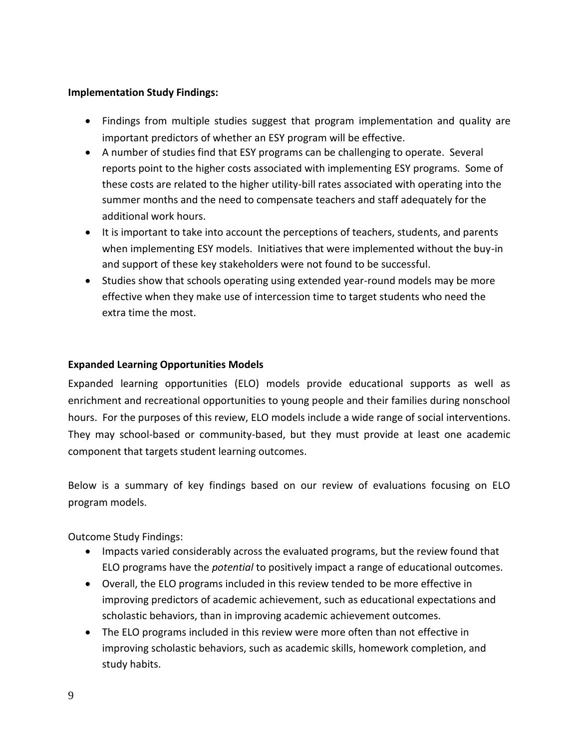**Implementation Study Findings:**

- Findings from multiple studies suggest that program implementation and quality are important predictors of whether an ESY program will be effective.
- A number of studies find that ESY programs can be challenging to operate. Several reports point to the higher costs associated with implementing ESY programs. Some of these costs are related to the higher utility-bill rates associated with operating into the summer months and the need to compensate teachers and staff adequately for the additional work hours.
- It is important to take into account the perceptions of teachers, students, and parents when implementing ESY models. Initiatives that were implemented without the buy-in and support of these key stakeholders were not found to be successful.
- Studies show that schools operating using extended year-round models may be more effective when they make use of intercession time to target students who need the extra time the most.

**Expanded Learning Opportunities Models**

Expanded learning opportunities (ELO) models provide educational supports as well as enrichment and recreational opportunities to young people and their families during nonschool hours. For the purposes of this review, ELO models include a wide range of social interventions. They may school-based or community-based, but they must provide at least one academic component that targets student learning outcomes.

Below is a summary of key findings based on our review of evaluations focusing on ELO program models.

Outcome Study Findings:

- Impacts varied considerably across the evaluated programs, but the review found that ELO programs have the *potential* to positively impact a range of educational outcomes.
- Overall, the ELO programs included in this review tended to be more effective in improving predictors of academic achievement, such as educational expectations and scholastic behaviors, than in improving academic achievement outcomes.
- The ELO programs included in this review were more often than not effective in improving scholastic behaviors, such as academic skills, homework completion, and study habits.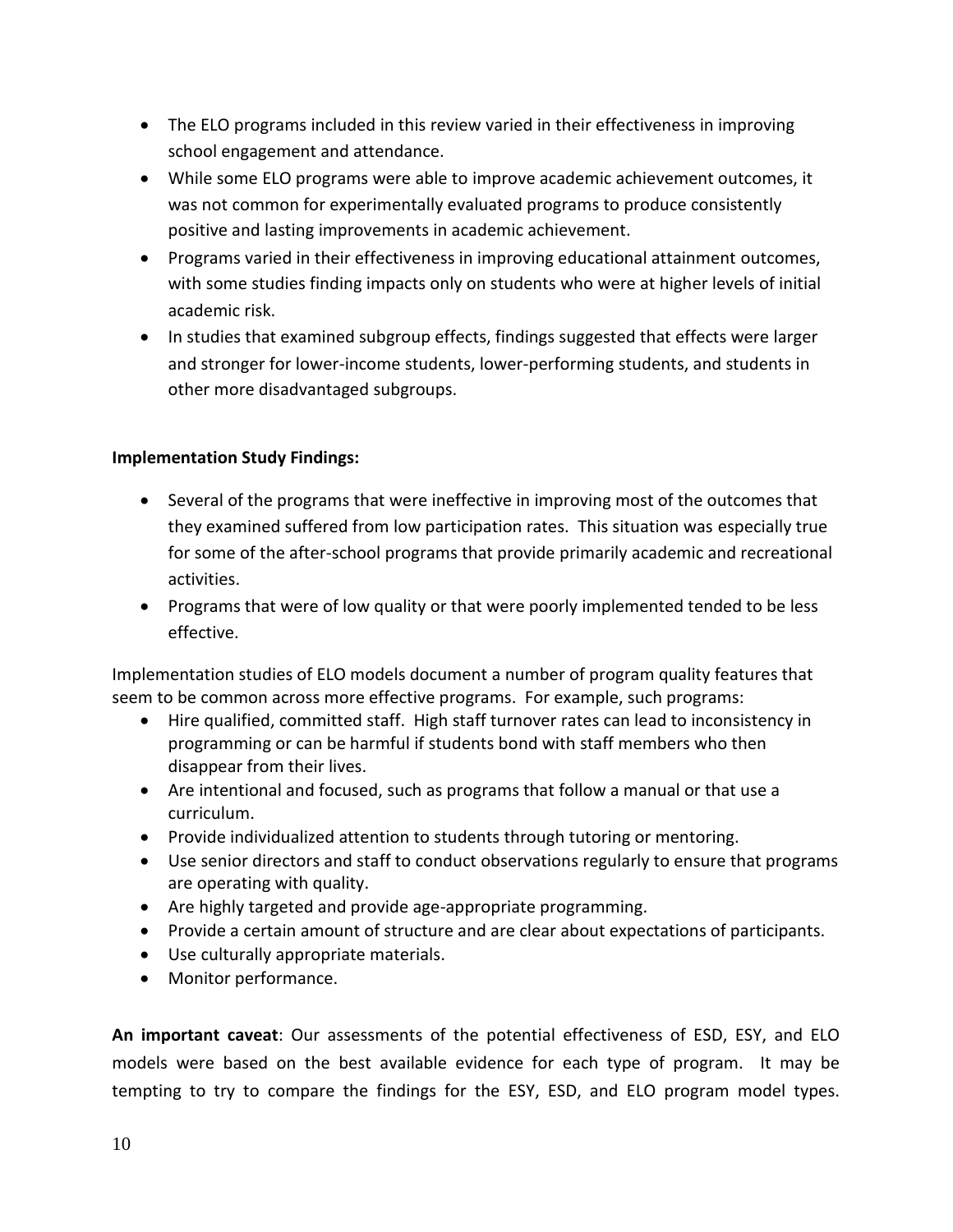- The ELO programs included in this review varied in their effectiveness in improving school engagement and attendance.
- While some ELO programs were able to improve academic achievement outcomes, it was not common for experimentally evaluated programs to produce consistently positive and lasting improvements in academic achievement.
- Programs varied in their effectiveness in improving educational attainment outcomes, with some studies finding impacts only on students who were at higher levels of initial academic risk.
- In studies that examined subgroup effects, findings suggested that effects were larger and stronger for lower-income students, lower-performing students, and students in other more disadvantaged subgroups.

**Implementation Study Findings:**

- Several of the programs that were ineffective in improving most of the outcomes that they examined suffered from low participation rates. This situation was especially true for some of the after-school programs that provide primarily academic and recreational activities.
- Programs that were of low quality or that were poorly implemented tended to be less effective.

Implementation studies of ELO models document a number of program quality features that seem to be common across more effective programs. For example, such programs:

- Hire qualified, committed staff. High staff turnover rates can lead to inconsistency in programming or can be harmful if students bond with staff members who then disappear from their lives.
- Are intentional and focused, such as programs that follow a manual or that use a curriculum.
- Provide individualized attention to students through tutoring or mentoring.
- Use senior directors and staff to conduct observations regularly to ensure that programs are operating with quality.
- Are highly targeted and provide age-appropriate programming.
- Provide a certain amount of structure and are clear about expectations of participants.
- Use culturally appropriate materials.
- Monitor performance.

**An important caveat**: Our assessments of the potential effectiveness of ESD, ESY, and ELO models were based on the best available evidence for each type of program. It may be tempting to try to compare the findings for the ESY, ESD, and ELO program model types.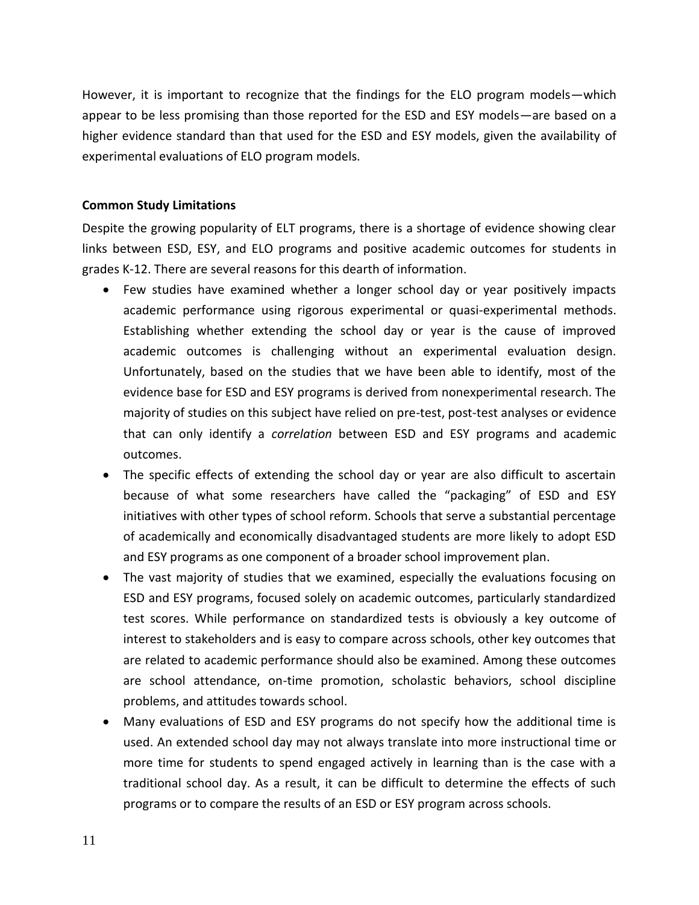However, it is important to recognize that the findings for the ELO program models—which appear to be less promising than those reported for the ESD and ESY models—are based on a higher evidence standard than that used for the ESD and ESY models, given the availability of experimental evaluations of ELO program models.

**Common Study Limitations**

Despite the growing popularity of ELT programs, there is a shortage of evidence showing clear links between ESD, ESY, and ELO programs and positive academic outcomes for students in grades K-12. There are several reasons for this dearth of information.

- Few studies have examined whether a longer school day or year positively impacts academic performance using rigorous experimental or quasi-experimental methods. Establishing whether extending the school day or year is the cause of improved academic outcomes is challenging without an experimental evaluation design. Unfortunately, based on the studies that we have been able to identify, most of the evidence base for ESD and ESY programs is derived from nonexperimental research. The majority of studies on this subject have relied on pre-test, post-test analyses or evidence that can only identify a *correlation* between ESD and ESY programs and academic outcomes.
- The specific effects of extending the school day or year are also difficult to ascertain because of what some researchers have called the "packaging" of ESD and ESY initiatives with other types of school reform. Schools that serve a substantial percentage of academically and economically disadvantaged students are more likely to adopt ESD and ESY programs as one component of a broader school improvement plan.
- The vast majority of studies that we examined, especially the evaluations focusing on ESD and ESY programs, focused solely on academic outcomes, particularly standardized test scores. While performance on standardized tests is obviously a key outcome of interest to stakeholders and is easy to compare across schools, other key outcomes that are related to academic performance should also be examined. Among these outcomes are school attendance, on-time promotion, scholastic behaviors, school discipline problems, and attitudes towards school.
- Many evaluations of ESD and ESY programs do not specify how the additional time is used. An extended school day may not always translate into more instructional time or more time for students to spend engaged actively in learning than is the case with a traditional school day. As a result, it can be difficult to determine the effects of such programs or to compare the results of an ESD or ESY program across schools.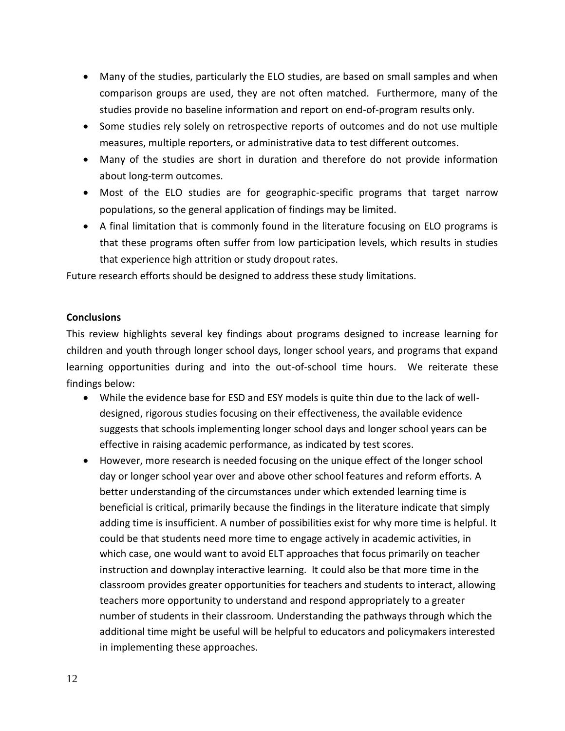- Many of the studies, particularly the ELO studies, are based on small samples and when comparison groups are used, they are not often matched. Furthermore, many of the studies provide no baseline information and report on end-of-program results only.
- Some studies rely solely on retrospective reports of outcomes and do not use multiple measures, multiple reporters, or administrative data to test different outcomes.
- Many of the studies are short in duration and therefore do not provide information about long-term outcomes.
- Most of the ELO studies are for geographic-specific programs that target narrow populations, so the general application of findings may be limited.
- A final limitation that is commonly found in the literature focusing on ELO programs is that these programs often suffer from low participation levels, which results in studies that experience high attrition or study dropout rates.

Future research efforts should be designed to address these study limitations.

**Conclusions**

This review highlights several key findings about programs designed to increase learning for children and youth through longer school days, longer school years, and programs that expand learning opportunities during and into the out-of-school time hours. We reiterate these findings below:

- While the evidence base for ESD and ESY models is quite thin due to the lack of well-designed, rigorous studies focusing on their effectiveness, the available evidence suggests that schools implementing longer school days and longer school years can be effective in raising academic performance, as indicated by test scores.
- However, more research is needed focusing on the unique effect of the longer school day or longer school year over and above other school features and reform efforts. A better understanding of the circumstances under which extended learning time is beneficial is critical, primarily because the findings in the literature indicate that simply adding time is insufficient. A number of possibilities exist for why more time is helpful. It could be that students need more time to engage actively in academic activities, in which case, one would want to avoid ELT approaches that focus primarily on teacher instruction and downplay interactive learning. It could also be that more time in the classroom provides greater opportunities for teachers and students to interact, allowing teachers more opportunity to understand and respond appropriately to a greater number of students in their classroom. Understanding the pathways through which the additional time might be useful will be helpful to educators and policymakers interested in implementing these approaches.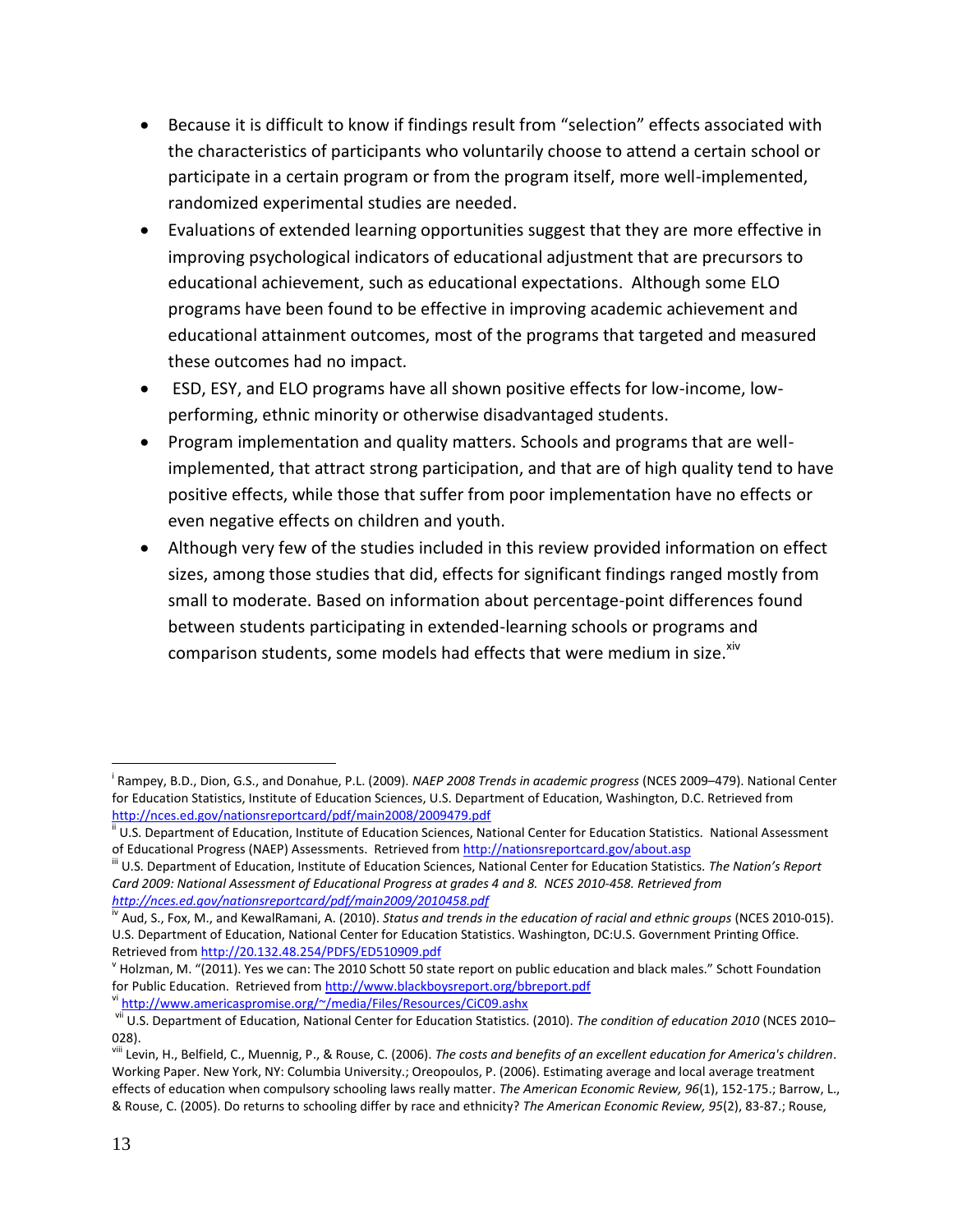- Because it is difficult to know if findings result from "selection" effects associated with the characteristics of participants who voluntarily choose to attend a certain school or participate in a certain program or from the program itself, more well-implemented, randomized experimental studies are needed.
- Evaluations of extended learning opportunities suggest that they are more effective in improving psychological indicators of educational adjustment that are precursors to educational achievement, such as educational expectations. Although some ELO programs have been found to be effective in improving academic achievement and educational attainment outcomes, most of the programs that targeted and measured these outcomes had no impact.
- ESD, ESY, and ELO programs have all shown positive effects for low-income, low-performing, ethnic minority or otherwise disadvantaged students.
- Program implementation and quality matters. Schools and programs that are well-implemented, that attract strong participation, and that are of high quality tend to have positive effects, while those that suffer from poor implementation have no effects or even negative effects on children and youth.
- Although very few of the studies included in this review provided information on effect sizes, among those studies that did, effects for significant findings ranged mostly from small to moderate. Based on information about percentage-point differences found between students participating in extended-learning schools or programs and comparison students, some models had effects that were medium in size.[xiv]

---

[i] Rampey, B.D., Dion, G.S., and Donahue, P.L. (2009). *NAEP 2008 Trends in academic progress* (NCES 2009–479). National Center for Education Statistics, Institute of Education Sciences, U.S. Department of Education, Washington, D.C. Retrieved from http://nces.ed.gov/nationsreportcard/pdf/main2008/2009479.pdf

[ii] U.S. Department of Education, Institute of Education Sciences, National Center for Education Statistics. National Assessment of Educational Progress (NAEP) Assessments. Retrieved from http://nationsreportcard.gov/about.asp

[iii] U.S. Department of Education, Institute of Education Sciences, National Center for Education Statistics. *The Nation's Report Card 2009: National Assessment of Educational Progress at grades 4 and 8. NCES 2010-458. Retrieved from http://nces.ed.gov/nationsreportcard/pdf/main2009/2010458.pdf*

[iv] Aud, S., Fox, M., and KewalRamani, A. (2010). *Status and trends in the education of racial and ethnic groups* (NCES 2010-015). U.S. Department of Education, National Center for Education Statistics. Washington, DC:U.S. Government Printing Office. Retrieved from http://20.132.48.254/PDFS/ED510909.pdf

[v] Holzman, M. "(2011). Yes we can: The 2010 Schott 50 state report on public education and black males." Schott Foundation for Public Education. Retrieved from http://www.blackboysreport.org/bbreport.pdf

[vi] http://www.americaspromise.org/~/media/Files/Resources/CiC09.ashx

[vii] U.S. Department of Education, National Center for Education Statistics. (2010). *The condition of education 2010* (NCES 2010–028).

[viii] Levin, H., Belfield, C., Muennig, P., & Rouse, C. (2006). *The costs and benefits of an excellent education for America's children*. Working Paper. New York, NY: Columbia University.; Oreopoulos, P. (2006). Estimating average and local average treatment effects of education when compulsory schooling laws really matter. *The American Economic Review, 96*(1), 152-175.; Barrow, L., & Rouse, C. (2005). Do returns to schooling differ by race and ethnicity? *The American Economic Review, 95*(2), 83-87.; Rouse,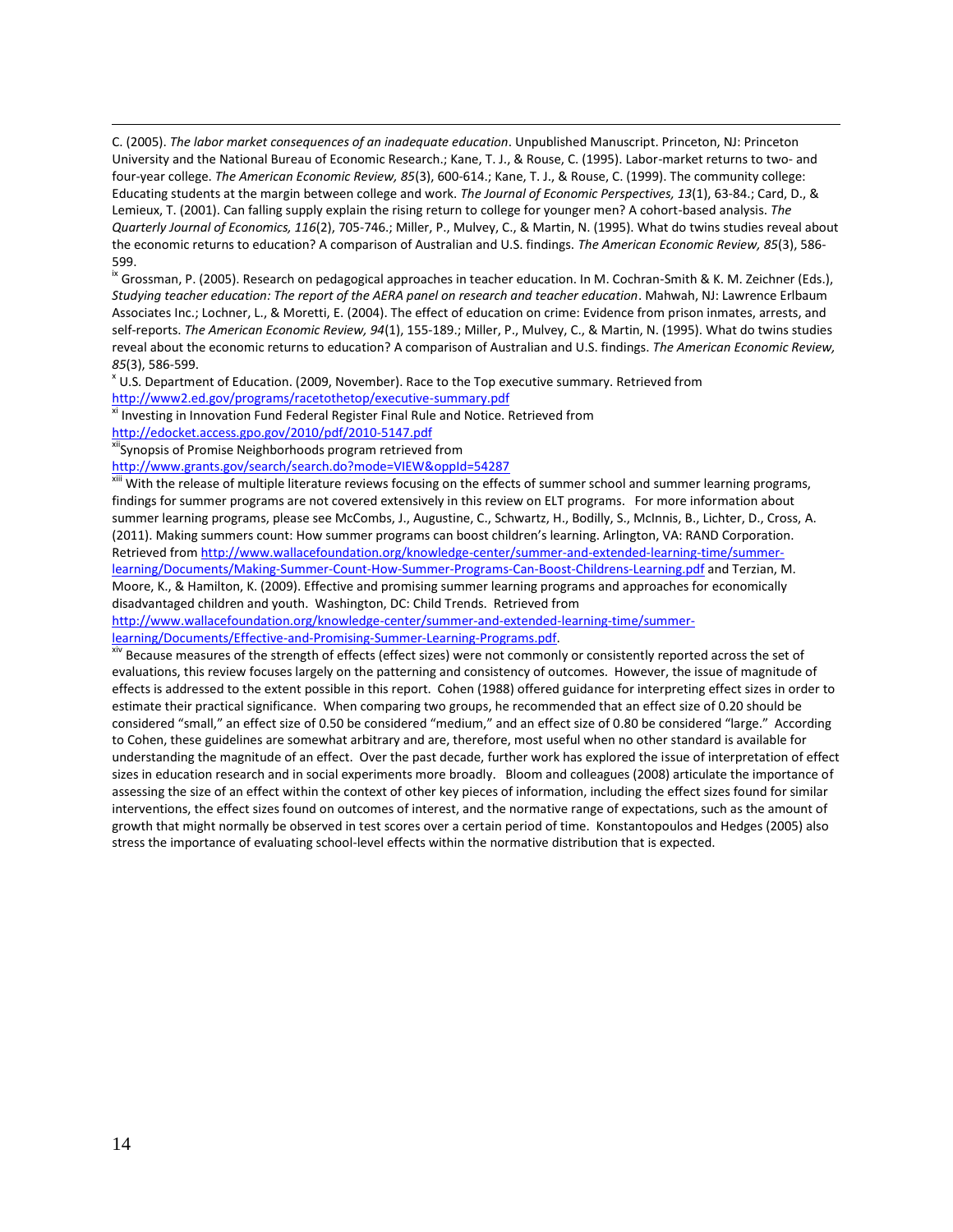C. (2005). *The labor market consequences of an inadequate education*. Unpublished Manuscript. Princeton, NJ: Princeton University and the National Bureau of Economic Research.; Kane, T. J., & Rouse, C. (1995). Labor-market returns to two- and four-year college. *The American Economic Review, 85*(3), 600-614.; Kane, T. J., & Rouse, C. (1999). The community college: Educating students at the margin between college and work. *The Journal of Economic Perspectives, 13*(1), 63-84.; Card, D., & Lemieux, T. (2001). Can falling supply explain the rising return to college for younger men? A cohort-based analysis. *The Quarterly Journal of Economics, 116*(2), 705-746.; Miller, P., Mulvey, C., & Martin, N. (1995). What do twins studies reveal about the economic returns to education? A comparison of Australian and U.S. findings. *The American Economic Review, 85*(3), 586-599.

[ix] Grossman, P. (2005). Research on pedagogical approaches in teacher education. In M. Cochran-Smith & K. M. Zeichner (Eds.), *Studying teacher education: The report of the AERA panel on research and teacher education*. Mahwah, NJ: Lawrence Erlbaum Associates Inc.; Lochner, L., & Moretti, E. (2004). The effect of education on crime: Evidence from prison inmates, arrests, and self-reports. *The American Economic Review, 94*(1), 155-189.; Miller, P., Mulvey, C., & Martin, N. (1995). What do twins studies reveal about the economic returns to education? A comparison of Australian and U.S. findings. *The American Economic Review, 85*(3), 586-599.

[x] U.S. Department of Education. (2009, November). Race to the Top executive summary. Retrieved from http://www2.ed.gov/programs/racetothetop/executive-summary.pdf

[xi] Investing in Innovation Fund Federal Register Final Rule and Notice. Retrieved from http://edocket.access.gpo.gov/2010/pdf/2010-5147.pdf

[xii] Synopsis of Promise Neighborhoods program retrieved from http://www.grants.gov/search/search.do?mode=VIEW&oppId=54287

[xiii] With the release of multiple literature reviews focusing on the effects of summer school and summer learning programs, findings for summer programs are not covered extensively in this review on ELT programs. For more information about summer learning programs, please see McCombs, J., Augustine, C., Schwartz, H., Bodilly, S., McInnis, B., Lichter, D., Cross, A. (2011). Making summers count: How summer programs can boost children's learning. Arlington, VA: RAND Corporation. Retrieved from http://www.wallacefoundation.org/knowledge-center/summer-and-extended-learning-time/summer-learning/Documents/Making-Summer-Count-How-Summer-Programs-Can-Boost-Childrens-Learning.pdf and Terzian, M. Moore, K., & Hamilton, K. (2009). Effective and promising summer learning programs and approaches for economically disadvantaged children and youth. Washington, DC: Child Trends. Retrieved from http://www.wallacefoundation.org/knowledge-center/summer-and-extended-learning-time/summer-learning/Documents/Effective-and-Promising-Summer-Learning-Programs.pdf.

[xiv] Because measures of the strength of effects (effect sizes) were not commonly or consistently reported across the set of evaluations, this review focuses largely on the patterning and consistency of outcomes. However, the issue of magnitude of effects is addressed to the extent possible in this report. Cohen (1988) offered guidance for interpreting effect sizes in order to estimate their practical significance. When comparing two groups, he recommended that an effect size of 0.20 should be considered "small," an effect size of 0.50 be considered "medium," and an effect size of 0.80 be considered "large." According to Cohen, these guidelines are somewhat arbitrary and are, therefore, most useful when no other standard is available for understanding the magnitude of an effect. Over the past decade, further work has explored the issue of interpretation of effect sizes in education research and in social experiments more broadly. Bloom and colleagues (2008) articulate the importance of assessing the size of an effect within the context of other key pieces of information, including the effect sizes found for similar interventions, the effect sizes found on outcomes of interest, and the normative range of expectations, such as the amount of growth that might normally be observed in test scores over a certain period of time. Konstantopoulos and Hedges (2005) also stress the importance of evaluating school-level effects within the normative distribution that is expected.